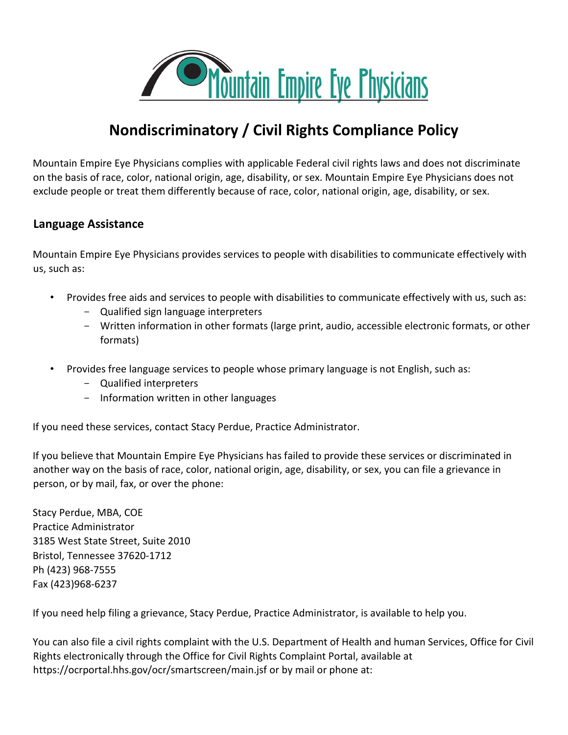# Mountain Empire Eye Physicians

## Nondiscriminatory / Civil Rights Compliance Policy

Mountain Empire Eye Physicians complies with applicable Federal civil rights laws and does not discriminate on the basis of race, color, national origin, age, disability, or sex. Mountain Empire Eye Physicians does not exclude people or treat them differently because of race, color, national origin, age, disability, or sex.

### Language Assistance

Mountain Empire Eye Physicians provides services to people with disabilities to communicate effectively with us, such as:

- Provides free aids and services to people with disabilities to communicate effectively with us, such as:
  - Qualified sign language interpreters
  - Written information in other formats (large print, audio, accessible electronic formats, or other formats)
- Provides free language services to people whose primary language is not English, such as:
  - Qualified interpreters
  - Information written in other languages

If you need these services, contact Stacy Perdue, Practice Administrator.

If you believe that Mountain Empire Eye Physicians has failed to provide these services or discriminated in another way on the basis of race, color, national origin, age, disability, or sex, you can file a grievance in person, or by mail, fax, or over the phone:

Stacy Perdue, MBA, COE
Practice Administrator
3185 West State Street, Suite 2010
Bristol, Tennessee 37620-1712
Ph (423) 968-7555
Fax (423)968-6237

If you need help filing a grievance, Stacy Perdue, Practice Administrator, is available to help you.

You can also file a civil rights complaint with the U.S. Department of Health and human Services, Office for Civil Rights electronically through the Office for Civil Rights Complaint Portal, available at https://ocrportal.hhs.gov/ocr/smartscreen/main.jsf or by mail or phone at: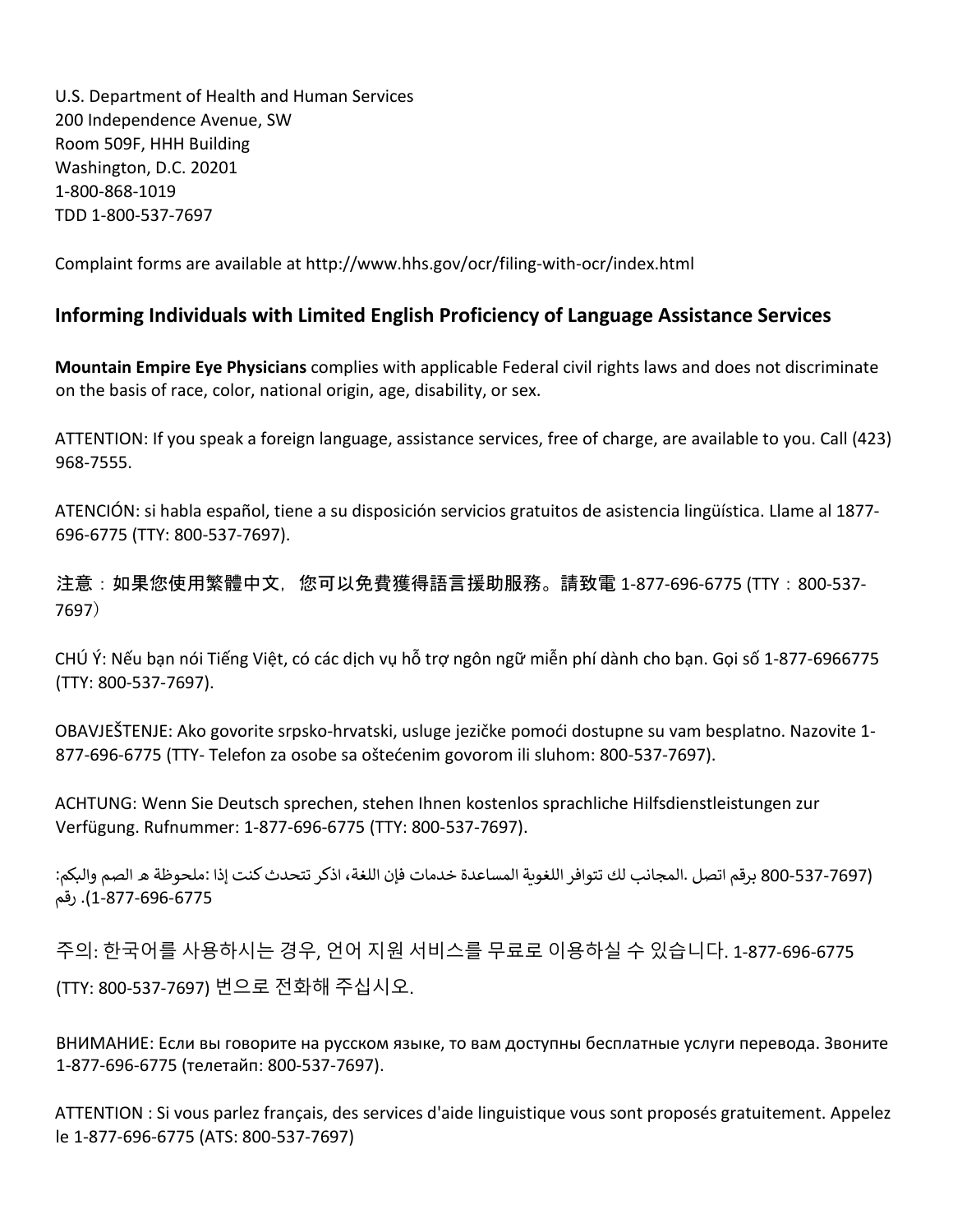U.S. Department of Health and Human Services
200 Independence Avenue, SW
Room 509F, HHH Building
Washington, D.C. 20201
1-800-868-1019
TDD 1-800-537-7697

Complaint forms are available at http://www.hhs.gov/ocr/filing-with-ocr/index.html

## Informing Individuals with Limited English Proficiency of Language Assistance Services

**Mountain Empire Eye Physicians** complies with applicable Federal civil rights laws and does not discriminate on the basis of race, color, national origin, age, disability, or sex.

ATTENTION: If you speak a foreign language, assistance services, free of charge, are available to you. Call (423) 968-7555.

ATENCIÓN: si habla español, tiene a su disposición servicios gratuitos de asistencia lingüística. Llame al 1877-696-6775 (TTY: 800-537-7697).

注意：如果您使用繁體中文，您可以免費獲得語言援助服務。請致電 1-877-696-6775 (TTY：800-537-7697）

CHÚ Ý: Nếu bạn nói Tiếng Việt, có các dịch vụ hỗ trợ ngôn ngữ miễn phí dành cho bạn. Gọi số 1-877-6966775 (TTY: 800-537-7697).

OBAVJEŠTENJE: Ako govorite srpsko-hrvatski, usluge jezičke pomoći dostupne su vam besplatno. Nazovite 1-877-696-6775 (TTY- Telefon za osobe sa oštećenim govorom ili sluhom: 800-537-7697).

ACHTUNG: Wenn Sie Deutsch sprechen, stehen Ihnen kostenlos sprachliche Hilfsdienstleistungen zur Verfügung. Rufnummer: 1-877-696-6775 (TTY: 800-537-7697).

ملحوظة: إذا كنت تتحدث اذكر اللغة، فإن خدمات المساعدة اللغوية تتوافر لك بالمجان. اتصل برقم 1-877-696-6775 (رقم هاتف الصم والبكم: 800-537-7697).

주의: 한국어를 사용하시는 경우, 언어 지원 서비스를 무료로 이용하실 수 있습니다. 1-877-696-6775 (TTY: 800-537-7697) 번으로 전화해 주십시오.

ВНИМАНИЕ: Если вы говорите на русском языке, то вам доступны бесплатные услуги перевода. Звоните 1-877-696-6775 (телетайп: 800-537-7697).

ATTENTION : Si vous parlez français, des services d'aide linguistique vous sont proposés gratuitement. Appelez le 1-877-696-6775 (ATS: 800-537-7697)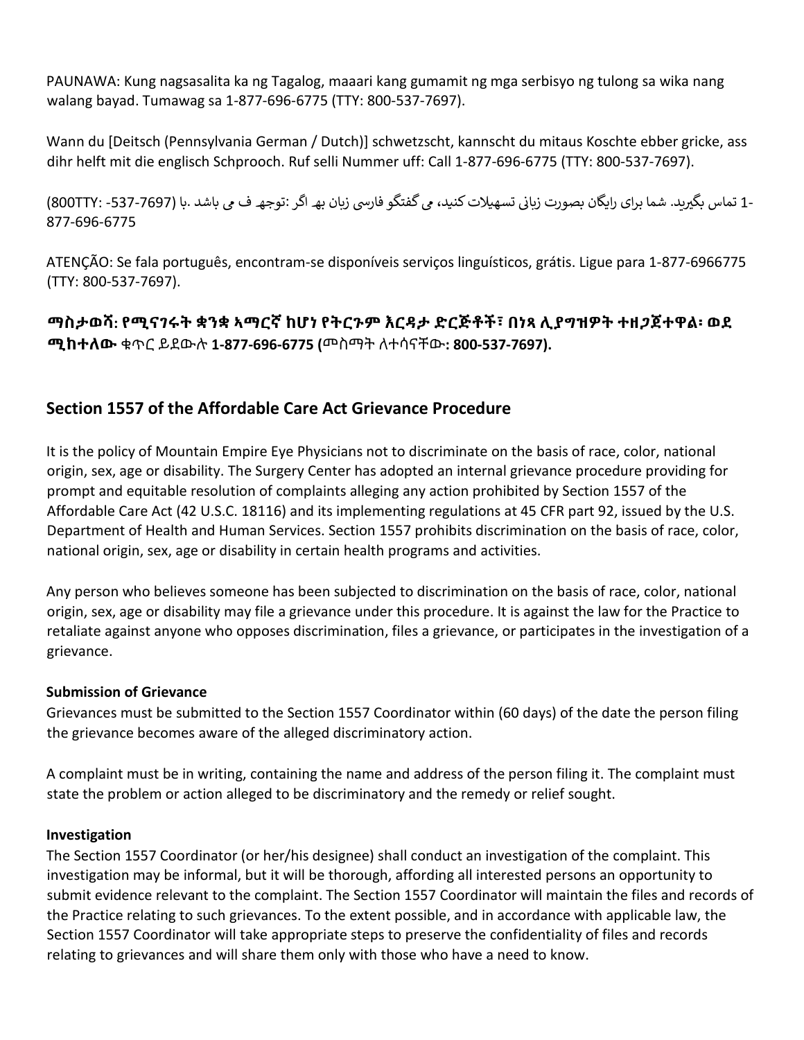PAUNAWA: Kung nagsasalita ka ng Tagalog, maaari kang gumamit ng mga serbisyo ng tulong sa wika nang walang bayad. Tumawag sa 1-877-696-6775 (TTY: 800-537-7697).

Wann du [Deitsch (Pennsylvania German / Dutch)] schwetzscht, kannscht du mitaus Koschte ebber gricke, ass dihr helft mit die englisch Schprooch. Ruf selli Nummer uff: Call 1-877-696-6775 (TTY: 800-537-7697).

اگر به زبان فارسی گفتگو می کنید، تسهیلات زبانی بصورت رایگان برای شما فراهم می باشد. با (TTY: 800-537-7697) 1-877-696-6775 تماس بگیرید.

ATENÇÃO: Se fala português, encontram-se disponíveis serviços linguísticos, grátis. Ligue para 1-877-6966775 (TTY: 800-537-7697).

**ማስታወሻ: የሚናገሩት ቋንቋ ኣማርኛ ከሆነ የትርጉም እርዳታ ድርጅቶች፣ በነጻ ሊያግዝዎት ተዘጋጀተዋል፡ ወደ ሚከተለው** ቁጥር ይደውሉ **1-877-696-6775 (**መስማት ለተሳናቸው**: 800-537-7697).**

## Section 1557 of the Affordable Care Act Grievance Procedure

It is the policy of Mountain Empire Eye Physicians not to discriminate on the basis of race, color, national origin, sex, age or disability. The Surgery Center has adopted an internal grievance procedure providing for prompt and equitable resolution of complaints alleging any action prohibited by Section 1557 of the Affordable Care Act (42 U.S.C. 18116) and its implementing regulations at 45 CFR part 92, issued by the U.S. Department of Health and Human Services. Section 1557 prohibits discrimination on the basis of race, color, national origin, sex, age or disability in certain health programs and activities.

Any person who believes someone has been subjected to discrimination on the basis of race, color, national origin, sex, age or disability may file a grievance under this procedure. It is against the law for the Practice to retaliate against anyone who opposes discrimination, files a grievance, or participates in the investigation of a grievance.

### Submission of Grievance

Grievances must be submitted to the Section 1557 Coordinator within (60 days) of the date the person filing the grievance becomes aware of the alleged discriminatory action.

A complaint must be in writing, containing the name and address of the person filing it. The complaint must state the problem or action alleged to be discriminatory and the remedy or relief sought.

### Investigation

The Section 1557 Coordinator (or her/his designee) shall conduct an investigation of the complaint. This investigation may be informal, but it will be thorough, affording all interested persons an opportunity to submit evidence relevant to the complaint. The Section 1557 Coordinator will maintain the files and records of the Practice relating to such grievances. To the extent possible, and in accordance with applicable law, the Section 1557 Coordinator will take appropriate steps to preserve the confidentiality of files and records relating to grievances and will share them only with those who have a need to know.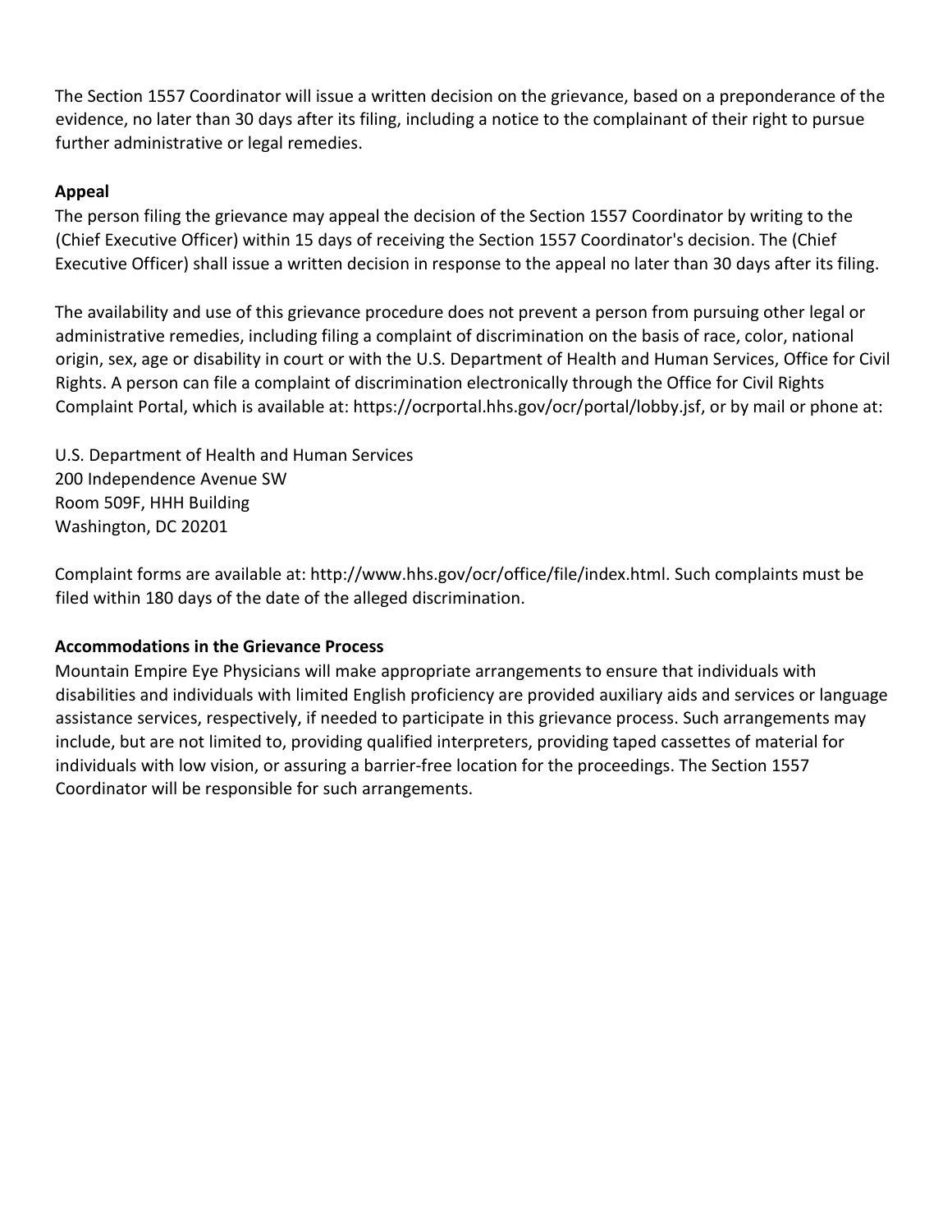The Section 1557 Coordinator will issue a written decision on the grievance, based on a preponderance of the evidence, no later than 30 days after its filing, including a notice to the complainant of their right to pursue further administrative or legal remedies.

**Appeal**

The person filing the grievance may appeal the decision of the Section 1557 Coordinator by writing to the (Chief Executive Officer) within 15 days of receiving the Section 1557 Coordinator's decision. The (Chief Executive Officer) shall issue a written decision in response to the appeal no later than 30 days after its filing.

The availability and use of this grievance procedure does not prevent a person from pursuing other legal or administrative remedies, including filing a complaint of discrimination on the basis of race, color, national origin, sex, age or disability in court or with the U.S. Department of Health and Human Services, Office for Civil Rights. A person can file a complaint of discrimination electronically through the Office for Civil Rights Complaint Portal, which is available at: https://ocrportal.hhs.gov/ocr/portal/lobby.jsf, or by mail or phone at:

U.S. Department of Health and Human Services
200 Independence Avenue SW
Room 509F, HHH Building
Washington, DC 20201

Complaint forms are available at: http://www.hhs.gov/ocr/office/file/index.html. Such complaints must be filed within 180 days of the date of the alleged discrimination.

**Accommodations in the Grievance Process**

Mountain Empire Eye Physicians will make appropriate arrangements to ensure that individuals with disabilities and individuals with limited English proficiency are provided auxiliary aids and services or language assistance services, respectively, if needed to participate in this grievance process. Such arrangements may include, but are not limited to, providing qualified interpreters, providing taped cassettes of material for individuals with low vision, or assuring a barrier-free location for the proceedings. The Section 1557 Coordinator will be responsible for such arrangements.